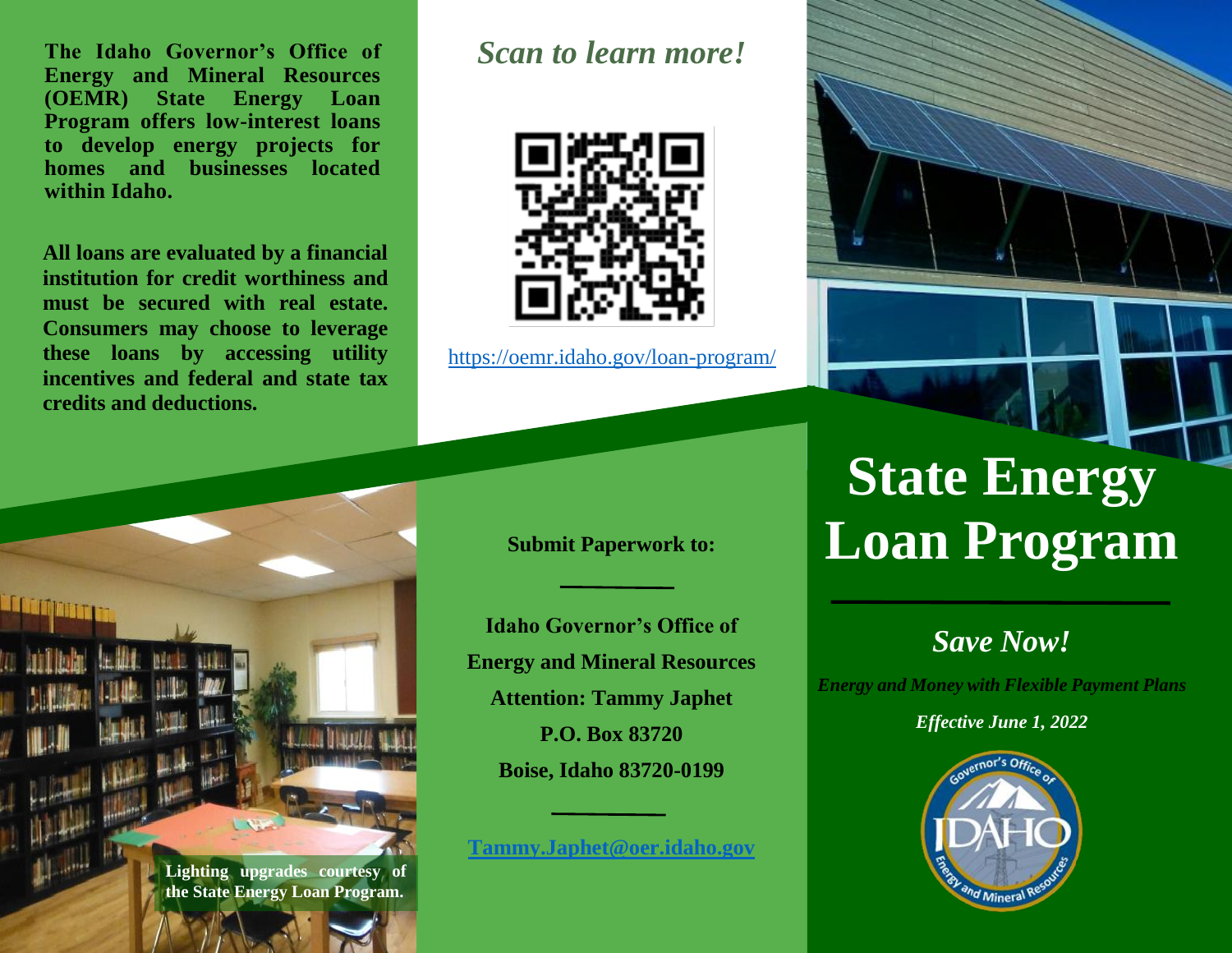**The Idaho Governor's Office of Energy and Mineral Resources (OEMR) State Energy Loan Program offers low-interest loans to develop energy projects for homes and businesses located within Idaho.**

**All loans are evaluated by a financial institution for credit worthiness and must be secured with real estate. Consumers may choose to leverage these loans by accessing utility incentives and federal and state tax credits and deductions.**

**Lighting upgrades courtesy of the State Energy Loan Program.**

## *Scan to learn more!*

https://oemr.idaho.gov/loan-program/

**Submit Paperwork to:**

**Idaho Governor's Office of**
**Energy and Mineral Resources**
**Attention: Tammy Japhet**
**P.O. Box 83720**
**Boise, Idaho 83720-0199**

**Tammy.Japhet@oer.idaho.gov**

# State Energy Loan Program

## *Save Now!*

***Energy and Money with Flexible Payment Plans***

***Effective June 1, 2022***

Governor's Office of IDAHO Energy and Mineral Resources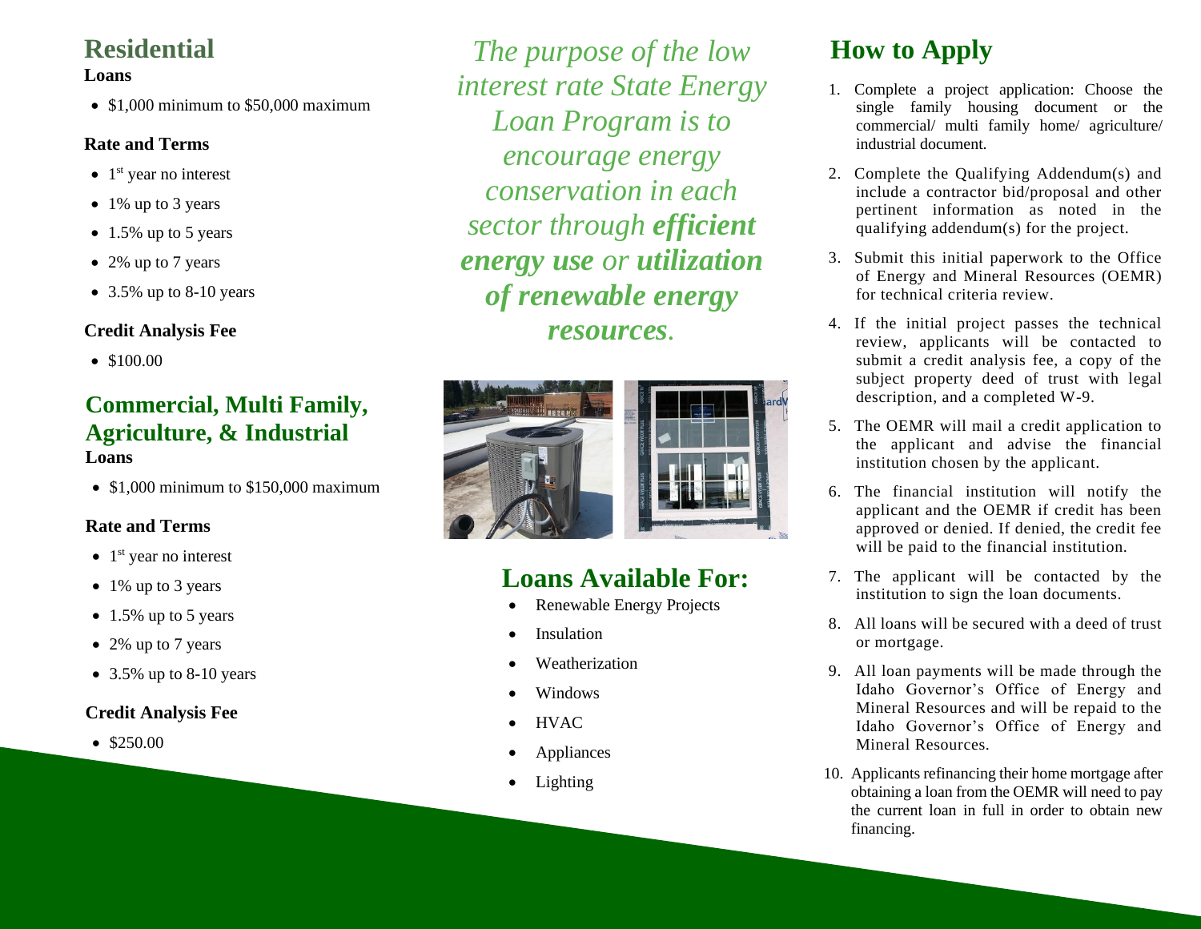## Residential

**Loans**

- $1,000 minimum to $50,000 maximum

**Rate and Terms**

- 1st year no interest
- 1% up to 3 years
- 1.5% up to 5 years
- 2% up to 7 years
- 3.5% up to 8-10 years

**Credit Analysis Fee**

- $100.00

## Commercial, Multi Family, Agriculture, & Industrial

**Loans**

- $1,000 minimum to $150,000 maximum

**Rate and Terms**

- 1st year no interest
- 1% up to 3 years
- 1.5% up to 5 years
- 2% up to 7 years
- 3.5% up to 8-10 years

**Credit Analysis Fee**

- $250.00

*The purpose of the low interest rate State Energy Loan Program is to encourage energy conservation in each sector through **efficient energy use** or **utilization of renewable energy resources**.*

## Loans Available For:

- Renewable Energy Projects
- Insulation
- Weatherization
- Windows
- HVAC
- Appliances
- Lighting

## How to Apply

1. Complete a project application: Choose the single family housing document or the commercial/ multi family home/ agriculture/ industrial document.
2. Complete the Qualifying Addendum(s) and include a contractor bid/proposal and other pertinent information as noted in the qualifying addendum(s) for the project.
3. Submit this initial paperwork to the Office of Energy and Mineral Resources (OEMR) for technical criteria review.
4. If the initial project passes the technical review, applicants will be contacted to submit a credit analysis fee, a copy of the subject property deed of trust with legal description, and a completed W-9.
5. The OEMR will mail a credit application to the applicant and advise the financial institution chosen by the applicant.
6. The financial institution will notify the applicant and the OEMR if credit has been approved or denied. If denied, the credit fee will be paid to the financial institution.
7. The applicant will be contacted by the institution to sign the loan documents.
8. All loans will be secured with a deed of trust or mortgage.
9. All loan payments will be made through the Idaho Governor's Office of Energy and Mineral Resources and will be repaid to the Idaho Governor's Office of Energy and Mineral Resources.
10. Applicants refinancing their home mortgage after obtaining a loan from the OEMR will need to pay the current loan in full in order to obtain new financing.